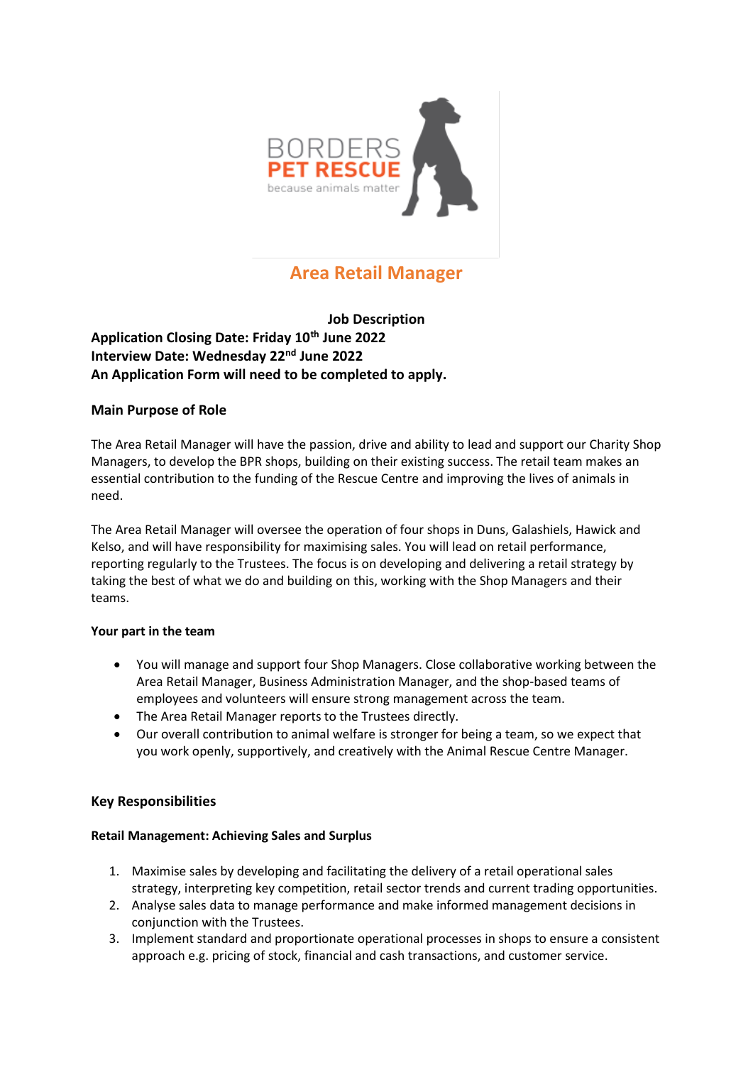BORDERS
PET RESCUE
because animals matter

# Area Retail Manager

**Job Description**

**Application Closing Date: Friday 10th June 2022**
**Interview Date: Wednesday 22nd June 2022**
**An Application Form will need to be completed to apply.**

## Main Purpose of Role

The Area Retail Manager will have the passion, drive and ability to lead and support our Charity Shop Managers, to develop the BPR shops, building on their existing success. The retail team makes an essential contribution to the funding of the Rescue Centre and improving the lives of animals in need.

The Area Retail Manager will oversee the operation of four shops in Duns, Galashiels, Hawick and Kelso, and will have responsibility for maximising sales. You will lead on retail performance, reporting regularly to the Trustees. The focus is on developing and delivering a retail strategy by taking the best of what we do and building on this, working with the Shop Managers and their teams.

### Your part in the team

- You will manage and support four Shop Managers. Close collaborative working between the Area Retail Manager, Business Administration Manager, and the shop-based teams of employees and volunteers will ensure strong management across the team.
- The Area Retail Manager reports to the Trustees directly.
- Our overall contribution to animal welfare is stronger for being a team, so we expect that you work openly, supportively, and creatively with the Animal Rescue Centre Manager.

## Key Responsibilities

### Retail Management: Achieving Sales and Surplus

1. Maximise sales by developing and facilitating the delivery of a retail operational sales strategy, interpreting key competition, retail sector trends and current trading opportunities.
2. Analyse sales data to manage performance and make informed management decisions in conjunction with the Trustees.
3. Implement standard and proportionate operational processes in shops to ensure a consistent approach e.g. pricing of stock, financial and cash transactions, and customer service.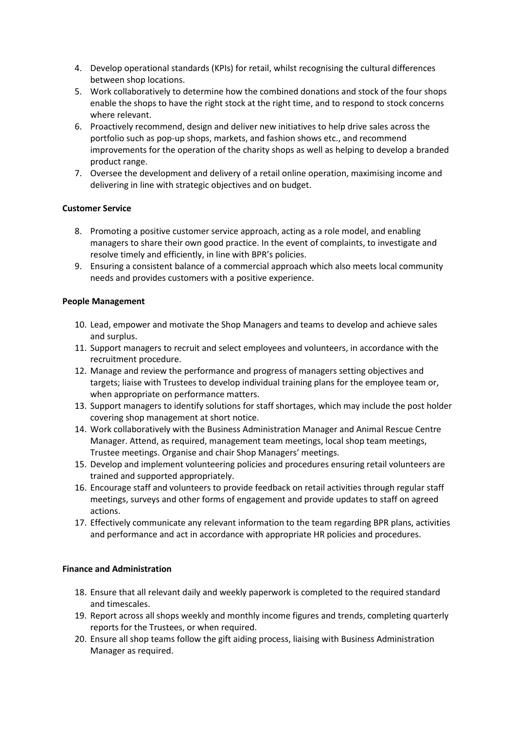4. Develop operational standards (KPIs) for retail, whilst recognising the cultural differences between shop locations.
5. Work collaboratively to determine how the combined donations and stock of the four shops enable the shops to have the right stock at the right time, and to respond to stock concerns where relevant.
6. Proactively recommend, design and deliver new initiatives to help drive sales across the portfolio such as pop-up shops, markets, and fashion shows etc., and recommend improvements for the operation of the charity shops as well as helping to develop a branded product range.
7. Oversee the development and delivery of a retail online operation, maximising income and delivering in line with strategic objectives and on budget.

**Customer Service**

8. Promoting a positive customer service approach, acting as a role model, and enabling managers to share their own good practice. In the event of complaints, to investigate and resolve timely and efficiently, in line with BPR's policies.
9. Ensuring a consistent balance of a commercial approach which also meets local community needs and provides customers with a positive experience.

**People Management**

10. Lead, empower and motivate the Shop Managers and teams to develop and achieve sales and surplus.
11. Support managers to recruit and select employees and volunteers, in accordance with the recruitment procedure.
12. Manage and review the performance and progress of managers setting objectives and targets; liaise with Trustees to develop individual training plans for the employee team or, when appropriate on performance matters.
13. Support managers to identify solutions for staff shortages, which may include the post holder covering shop management at short notice.
14. Work collaboratively with the Business Administration Manager and Animal Rescue Centre Manager. Attend, as required, management team meetings, local shop team meetings, Trustee meetings. Organise and chair Shop Managers' meetings.
15. Develop and implement volunteering policies and procedures ensuring retail volunteers are trained and supported appropriately.
16. Encourage staff and volunteers to provide feedback on retail activities through regular staff meetings, surveys and other forms of engagement and provide updates to staff on agreed actions.
17. Effectively communicate any relevant information to the team regarding BPR plans, activities and performance and act in accordance with appropriate HR policies and procedures.

**Finance and Administration**

18. Ensure that all relevant daily and weekly paperwork is completed to the required standard and timescales.
19. Report across all shops weekly and monthly income figures and trends, completing quarterly reports for the Trustees, or when required.
20. Ensure all shop teams follow the gift aiding process, liaising with Business Administration Manager as required.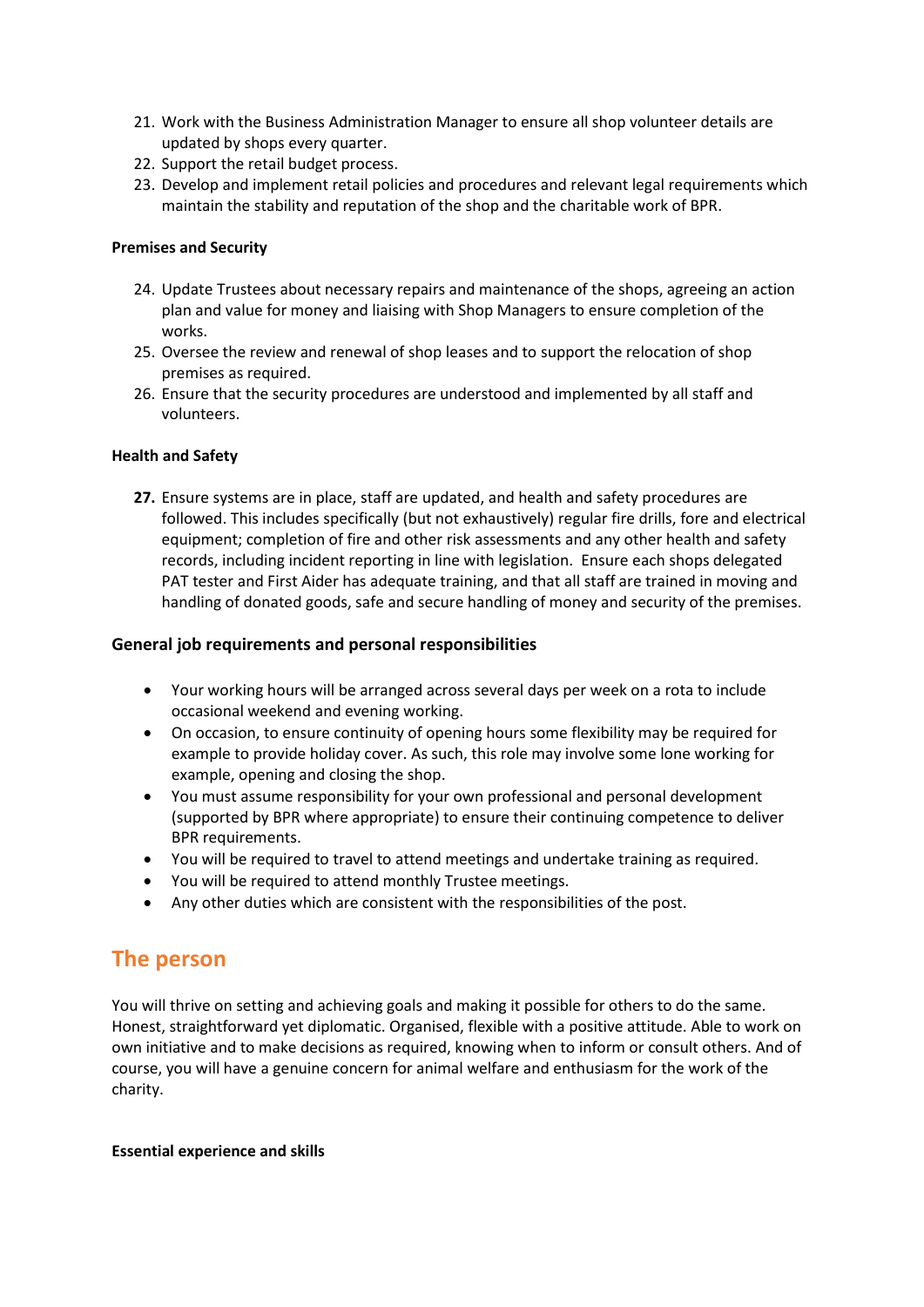21. Work with the Business Administration Manager to ensure all shop volunteer details are updated by shops every quarter.
22. Support the retail budget process.
23. Develop and implement retail policies and procedures and relevant legal requirements which maintain the stability and reputation of the shop and the charitable work of BPR.

**Premises and Security**

24. Update Trustees about necessary repairs and maintenance of the shops, agreeing an action plan and value for money and liaising with Shop Managers to ensure completion of the works.
25. Oversee the review and renewal of shop leases and to support the relocation of shop premises as required.
26. Ensure that the security procedures are understood and implemented by all staff and volunteers.

**Health and Safety**

27. Ensure systems are in place, staff are updated, and health and safety procedures are followed. This includes specifically (but not exhaustively) regular fire drills, fore and electrical equipment; completion of fire and other risk assessments and any other health and safety records, including incident reporting in line with legislation. Ensure each shops delegated PAT tester and First Aider has adequate training, and that all staff are trained in moving and handling of donated goods, safe and secure handling of money and security of the premises.

### General job requirements and personal responsibilities

- Your working hours will be arranged across several days per week on a rota to include occasional weekend and evening working.
- On occasion, to ensure continuity of opening hours some flexibility may be required for example to provide holiday cover. As such, this role may involve some lone working for example, opening and closing the shop.
- You must assume responsibility for your own professional and personal development (supported by BPR where appropriate) to ensure their continuing competence to deliver BPR requirements.
- You will be required to travel to attend meetings and undertake training as required.
- You will be required to attend monthly Trustee meetings.
- Any other duties which are consistent with the responsibilities of the post.

## The person

You will thrive on setting and achieving goals and making it possible for others to do the same. Honest, straightforward yet diplomatic. Organised, flexible with a positive attitude. Able to work on own initiative and to make decisions as required, knowing when to inform or consult others. And of course, you will have a genuine concern for animal welfare and enthusiasm for the work of the charity.

**Essential experience and skills**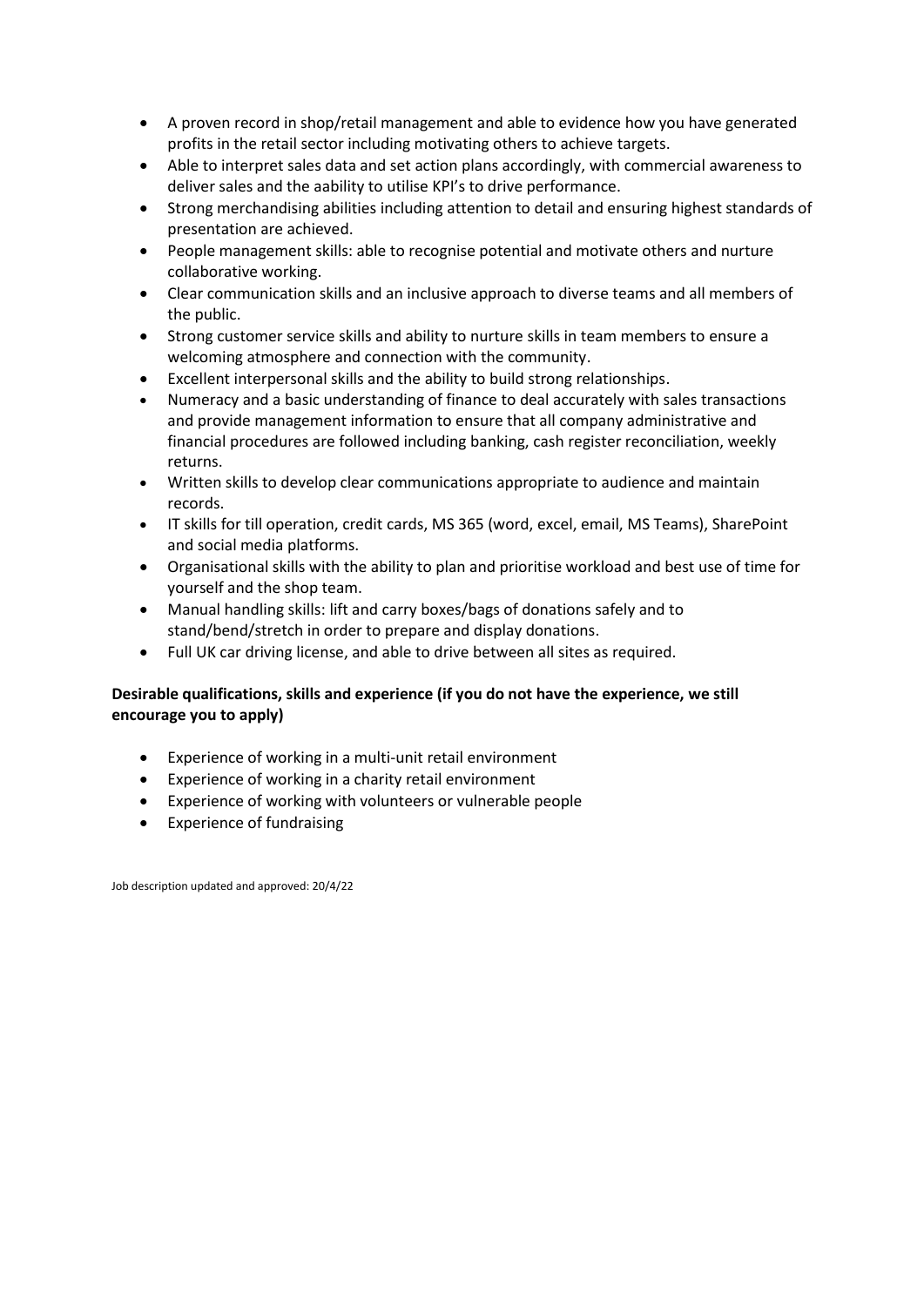- A proven record in shop/retail management and able to evidence how you have generated profits in the retail sector including motivating others to achieve targets.
- Able to interpret sales data and set action plans accordingly, with commercial awareness to deliver sales and the aability to utilise KPI's to drive performance.
- Strong merchandising abilities including attention to detail and ensuring highest standards of presentation are achieved.
- People management skills: able to recognise potential and motivate others and nurture collaborative working.
- Clear communication skills and an inclusive approach to diverse teams and all members of the public.
- Strong customer service skills and ability to nurture skills in team members to ensure a welcoming atmosphere and connection with the community.
- Excellent interpersonal skills and the ability to build strong relationships.
- Numeracy and a basic understanding of finance to deal accurately with sales transactions and provide management information to ensure that all company administrative and financial procedures are followed including banking, cash register reconciliation, weekly returns.
- Written skills to develop clear communications appropriate to audience and maintain records.
- IT skills for till operation, credit cards, MS 365 (word, excel, email, MS Teams), SharePoint and social media platforms.
- Organisational skills with the ability to plan and prioritise workload and best use of time for yourself and the shop team.
- Manual handling skills: lift and carry boxes/bags of donations safely and to stand/bend/stretch in order to prepare and display donations.
- Full UK car driving license, and able to drive between all sites as required.

**Desirable qualifications, skills and experience (if you do not have the experience, we still encourage you to apply)**

- Experience of working in a multi-unit retail environment
- Experience of working in a charity retail environment
- Experience of working with volunteers or vulnerable people
- Experience of fundraising

Job description updated and approved: 20/4/22